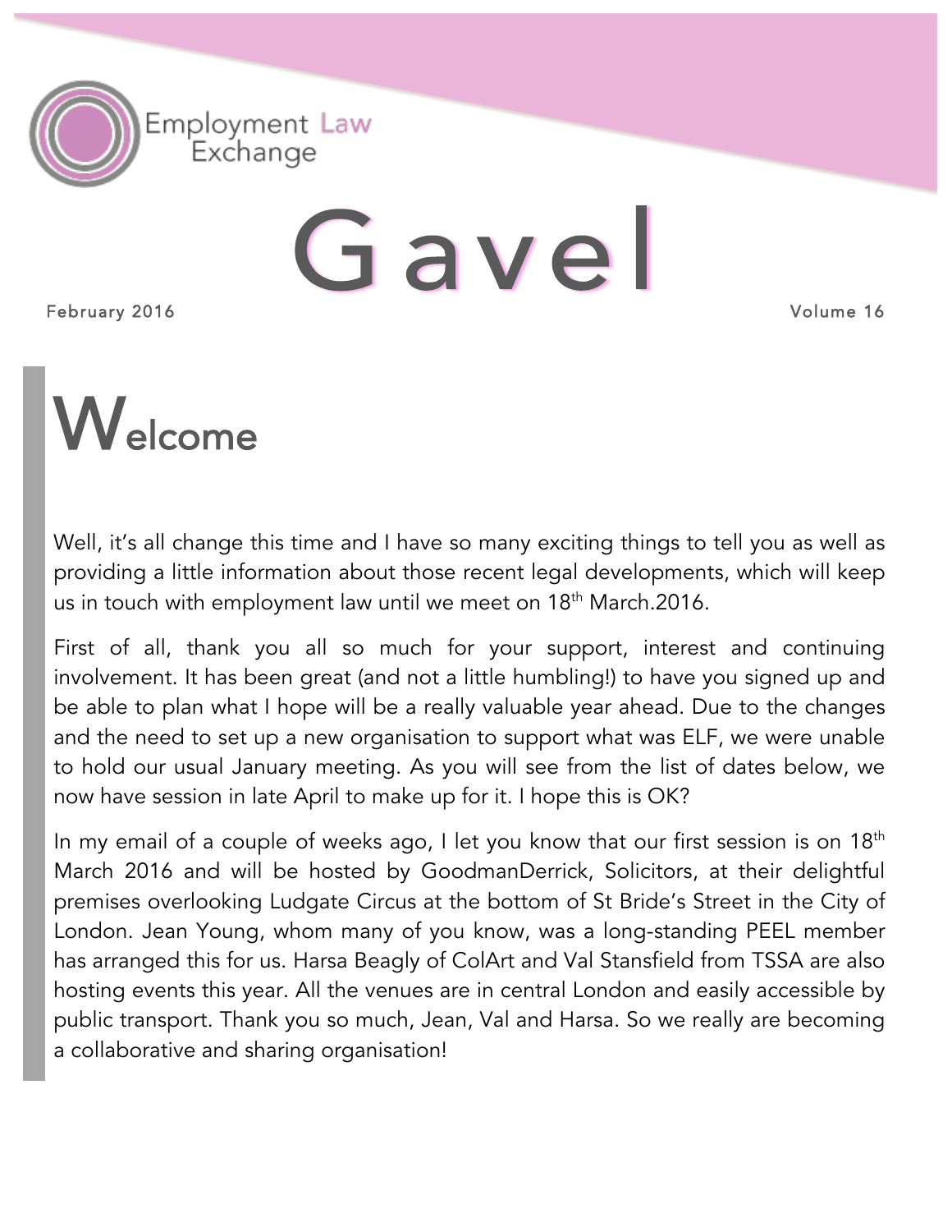Employment Law Exchange

# Gavel

February 2016 Volume 16

## Welcome

Well, it's all change this time and I have so many exciting things to tell you as well as providing a little information about those recent legal developments, which will keep us in touch with employment law until we meet on 18th March.2016.

First of all, thank you all so much for your support, interest and continuing involvement. It has been great (and not a little humbling!) to have you signed up and be able to plan what I hope will be a really valuable year ahead. Due to the changes and the need to set up a new organisation to support what was ELF, we were unable to hold our usual January meeting. As you will see from the list of dates below, we now have session in late April to make up for it. I hope this is OK?

In my email of a couple of weeks ago, I let you know that our first session is on 18th March 2016 and will be hosted by GoodmanDerrick, Solicitors, at their delightful premises overlooking Ludgate Circus at the bottom of St Bride's Street in the City of London. Jean Young, whom many of you know, was a long-standing PEEL member has arranged this for us. Harsa Beagly of ColArt and Val Stansfield from TSSA are also hosting events this year. All the venues are in central London and easily accessible by public transport. Thank you so much, Jean, Val and Harsa. So we really are becoming a collaborative and sharing organisation!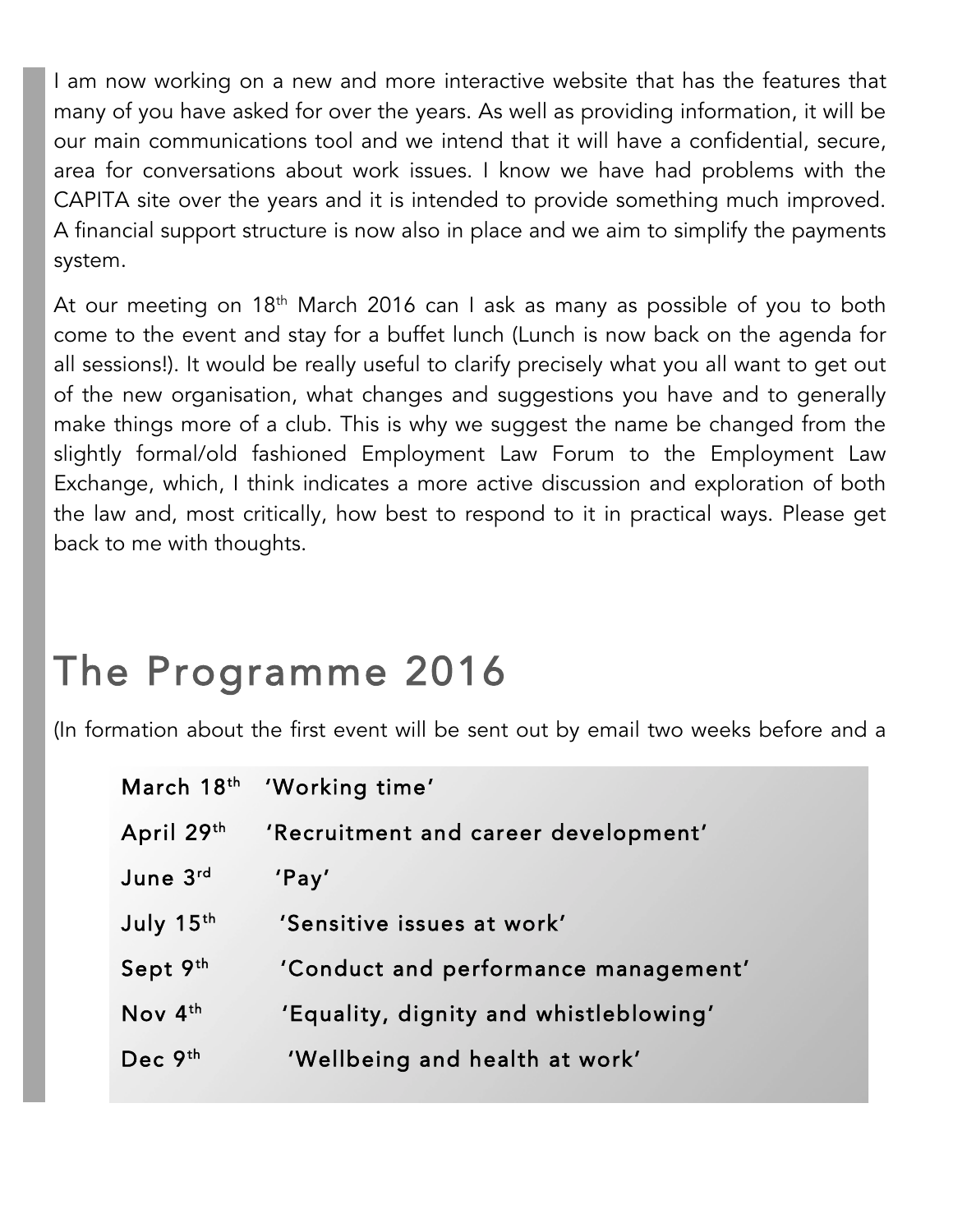I am now working on a new and more interactive website that has the features that many of you have asked for over the years. As well as providing information, it will be our main communications tool and we intend that it will have a confidential, secure, area for conversations about work issues. I know we have had problems with the CAPITA site over the years and it is intended to provide something much improved. A financial support structure is now also in place and we aim to simplify the payments system.

At our meeting on 18th March 2016 can I ask as many as possible of you to both come to the event and stay for a buffet lunch (Lunch is now back on the agenda for all sessions!). It would be really useful to clarify precisely what you all want to get out of the new organisation, what changes and suggestions you have and to generally make things more of a club. This is why we suggest the name be changed from the slightly formal/old fashioned Employment Law Forum to the Employment Law Exchange, which, I think indicates a more active discussion and exploration of both the law and, most critically, how best to respond to it in practical ways. Please get back to me with thoughts.

# The Programme 2016

(In formation about the first event will be sent out by email two weeks before and a

| | |
|---|---|
| March 18th | 'Working time' |
| April 29th | 'Recruitment and career development' |
| June 3rd | 'Pay' |
| July 15th | 'Sensitive issues at work' |
| Sept 9th | 'Conduct and performance management' |
| Nov 4th | 'Equality, dignity and whistleblowing' |
| Dec 9th | 'Wellbeing and health at work' |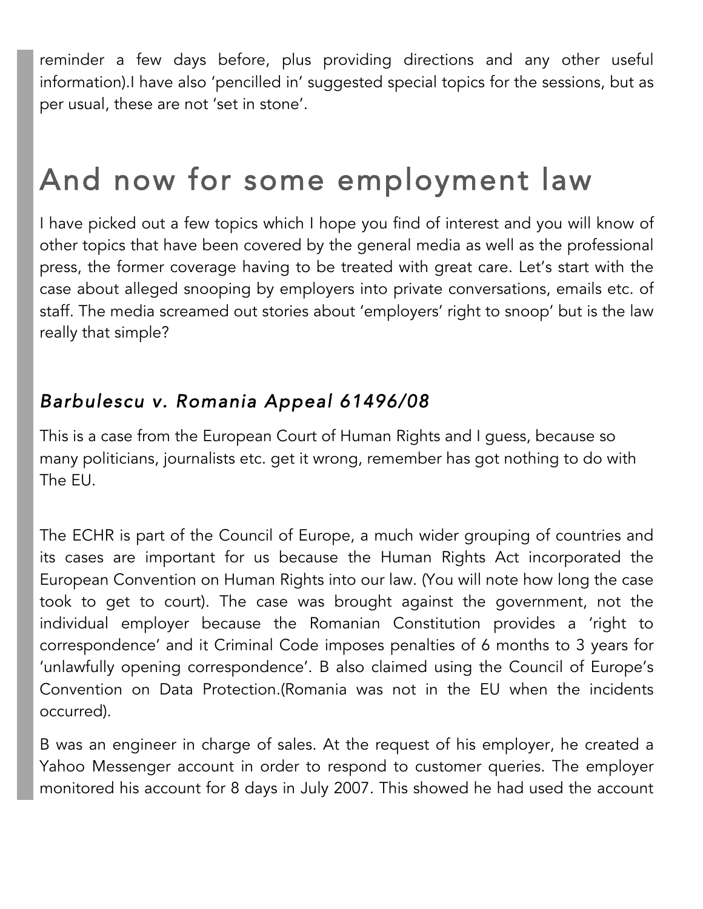reminder a few days before, plus providing directions and any other useful information).I have also 'pencilled in' suggested special topics for the sessions, but as per usual, these are not 'set in stone'.

# And now for some employment law

I have picked out a few topics which I hope you find of interest and you will know of other topics that have been covered by the general media as well as the professional press, the former coverage having to be treated with great care. Let's start with the case about alleged snooping by employers into private conversations, emails etc. of staff. The media screamed out stories about 'employers' right to snoop' but is the law really that simple?

### *Barbulescu v. Romania Appeal 61496/08*

This is a case from the European Court of Human Rights and I guess, because so many politicians, journalists etc. get it wrong, remember has got nothing to do with The EU.

The ECHR is part of the Council of Europe, a much wider grouping of countries and its cases are important for us because the Human Rights Act incorporated the European Convention on Human Rights into our law. (You will note how long the case took to get to court). The case was brought against the government, not the individual employer because the Romanian Constitution provides a 'right to correspondence' and it Criminal Code imposes penalties of 6 months to 3 years for 'unlawfully opening correspondence'. B also claimed using the Council of Europe's Convention on Data Protection.(Romania was not in the EU when the incidents occurred).

B was an engineer in charge of sales. At the request of his employer, he created a Yahoo Messenger account in order to respond to customer queries. The employer monitored his account for 8 days in July 2007. This showed he had used the account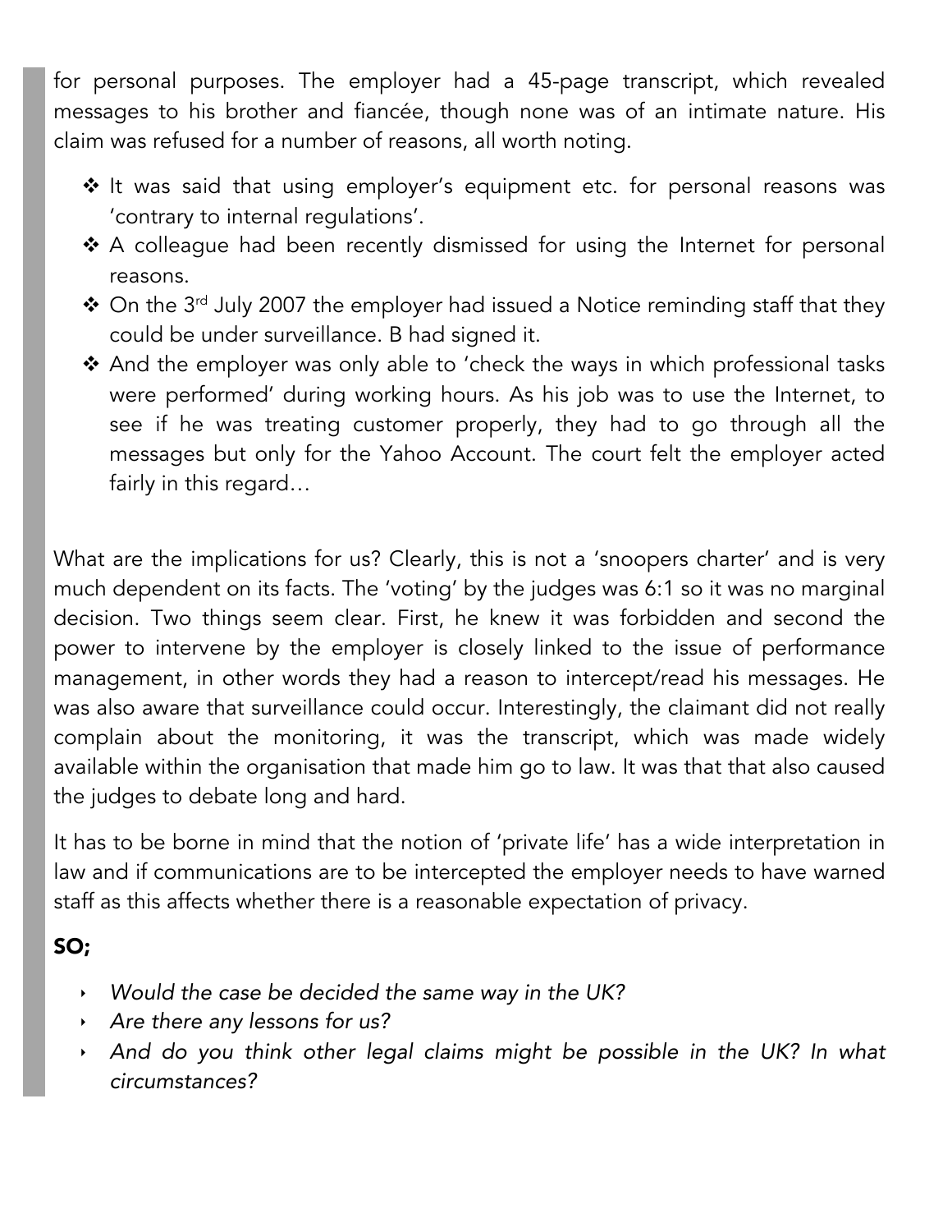for personal purposes. The employer had a 45-page transcript, which revealed messages to his brother and fiancée, though none was of an intimate nature. His claim was refused for a number of reasons, all worth noting.

- It was said that using employer's equipment etc. for personal reasons was 'contrary to internal regulations'.
- A colleague had been recently dismissed for using the Internet for personal reasons.
- On the 3rd July 2007 the employer had issued a Notice reminding staff that they could be under surveillance. B had signed it.
- And the employer was only able to 'check the ways in which professional tasks were performed' during working hours. As his job was to use the Internet, to see if he was treating customer properly, they had to go through all the messages but only for the Yahoo Account. The court felt the employer acted fairly in this regard…

What are the implications for us? Clearly, this is not a 'snoopers charter' and is very much dependent on its facts. The 'voting' by the judges was 6:1 so it was no marginal decision. Two things seem clear. First, he knew it was forbidden and second the power to intervene by the employer is closely linked to the issue of performance management, in other words they had a reason to intercept/read his messages. He was also aware that surveillance could occur. Interestingly, the claimant did not really complain about the monitoring, it was the transcript, which was made widely available within the organisation that made him go to law. It was that that also caused the judges to debate long and hard.

It has to be borne in mind that the notion of 'private life' has a wide interpretation in law and if communications are to be intercepted the employer needs to have warned staff as this affects whether there is a reasonable expectation of privacy.

**SO;**

- *Would the case be decided the same way in the UK?*
- *Are there any lessons for us?*
- *And do you think other legal claims might be possible in the UK? In what circumstances?*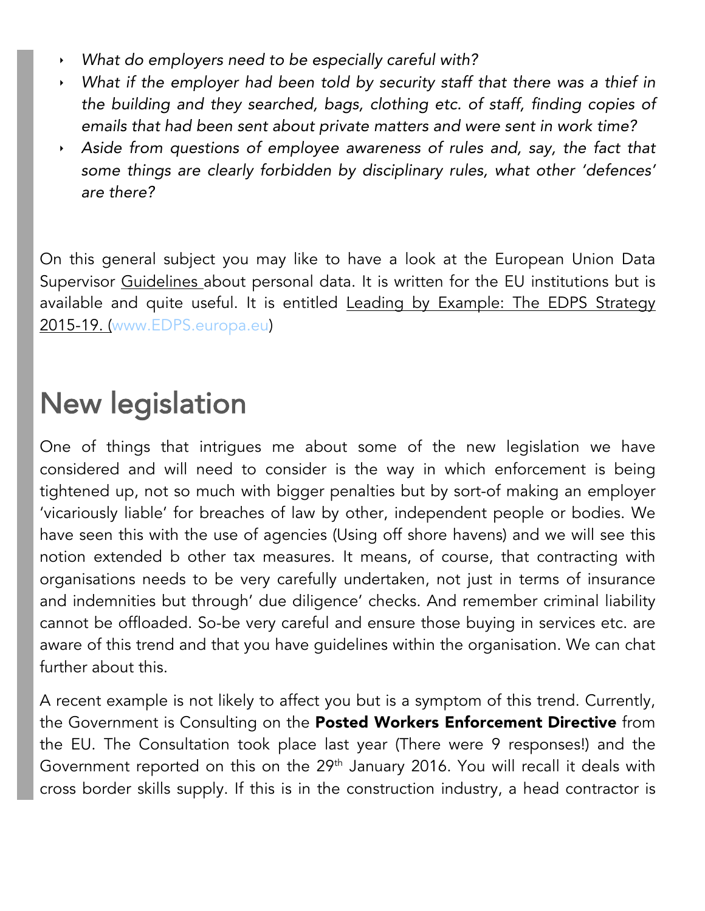- *What do employers need to be especially careful with?*
- *What if the employer had been told by security staff that there was a thief in the building and they searched, bags, clothing etc. of staff, finding copies of emails that had been sent about private matters and were sent in work time?*
- *Aside from questions of employee awareness of rules and, say, the fact that some things are clearly forbidden by disciplinary rules, what other 'defences' are there?*

On this general subject you may like to have a look at the European Union Data Supervisor Guidelines about personal data. It is written for the EU institutions but is available and quite useful. It is entitled Leading by Example: The EDPS Strategy 2015-19. (www.EDPS.europa.eu)

# New legislation

One of things that intrigues me about some of the new legislation we have considered and will need to consider is the way in which enforcement is being tightened up, not so much with bigger penalties but by sort-of making an employer 'vicariously liable' for breaches of law by other, independent people or bodies. We have seen this with the use of agencies (Using off shore havens) and we will see this notion extended b other tax measures. It means, of course, that contracting with organisations needs to be very carefully undertaken, not just in terms of insurance and indemnities but through' due diligence' checks. And remember criminal liability cannot be offloaded. So-be very careful and ensure those buying in services etc. are aware of this trend and that you have guidelines within the organisation. We can chat further about this.

A recent example is not likely to affect you but is a symptom of this trend. Currently, the Government is Consulting on the **Posted Workers Enforcement Directive** from the EU. The Consultation took place last year (There were 9 responses!) and the Government reported on this on the 29th January 2016. You will recall it deals with cross border skills supply. If this is in the construction industry, a head contractor is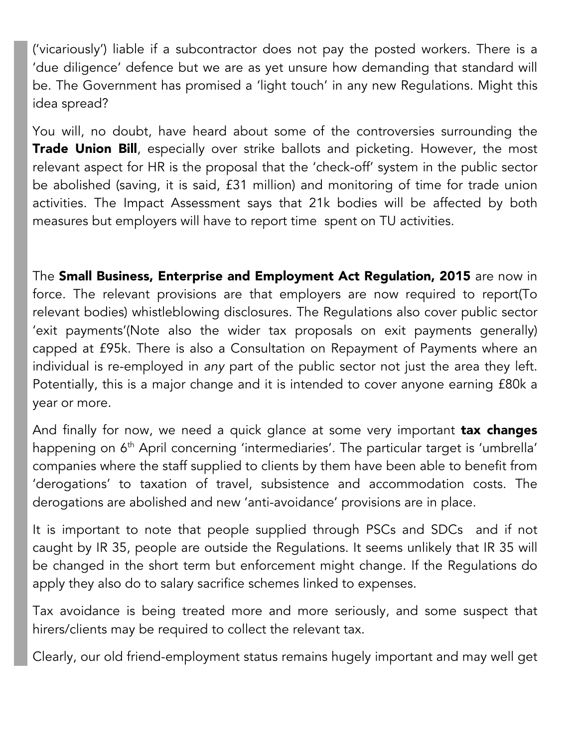('vicariously') liable if a subcontractor does not pay the posted workers. There is a 'due diligence' defence but we are as yet unsure how demanding that standard will be. The Government has promised a 'light touch' in any new Regulations. Might this idea spread?

You will, no doubt, have heard about some of the controversies surrounding the **Trade Union Bill**, especially over strike ballots and picketing. However, the most relevant aspect for HR is the proposal that the 'check-off' system in the public sector be abolished (saving, it is said, £31 million) and monitoring of time for trade union activities. The Impact Assessment says that 21k bodies will be affected by both measures but employers will have to report time spent on TU activities.

The **Small Business, Enterprise and Employment Act Regulation, 2015** are now in force. The relevant provisions are that employers are now required to report(To relevant bodies) whistleblowing disclosures. The Regulations also cover public sector 'exit payments'(Note also the wider tax proposals on exit payments generally) capped at £95k. There is also a Consultation on Repayment of Payments where an individual is re-employed in *any* part of the public sector not just the area they left. Potentially, this is a major change and it is intended to cover anyone earning £80k a year or more.

And finally for now, we need a quick glance at some very important **tax changes** happening on 6th April concerning 'intermediaries'. The particular target is 'umbrella' companies where the staff supplied to clients by them have been able to benefit from 'derogations' to taxation of travel, subsistence and accommodation costs. The derogations are abolished and new 'anti-avoidance' provisions are in place.

It is important to note that people supplied through PSCs and SDCs and if not caught by IR 35, people are outside the Regulations. It seems unlikely that IR 35 will be changed in the short term but enforcement might change. If the Regulations do apply they also do to salary sacrifice schemes linked to expenses.

Tax avoidance is being treated more and more seriously, and some suspect that hirers/clients may be required to collect the relevant tax.

Clearly, our old friend-employment status remains hugely important and may well get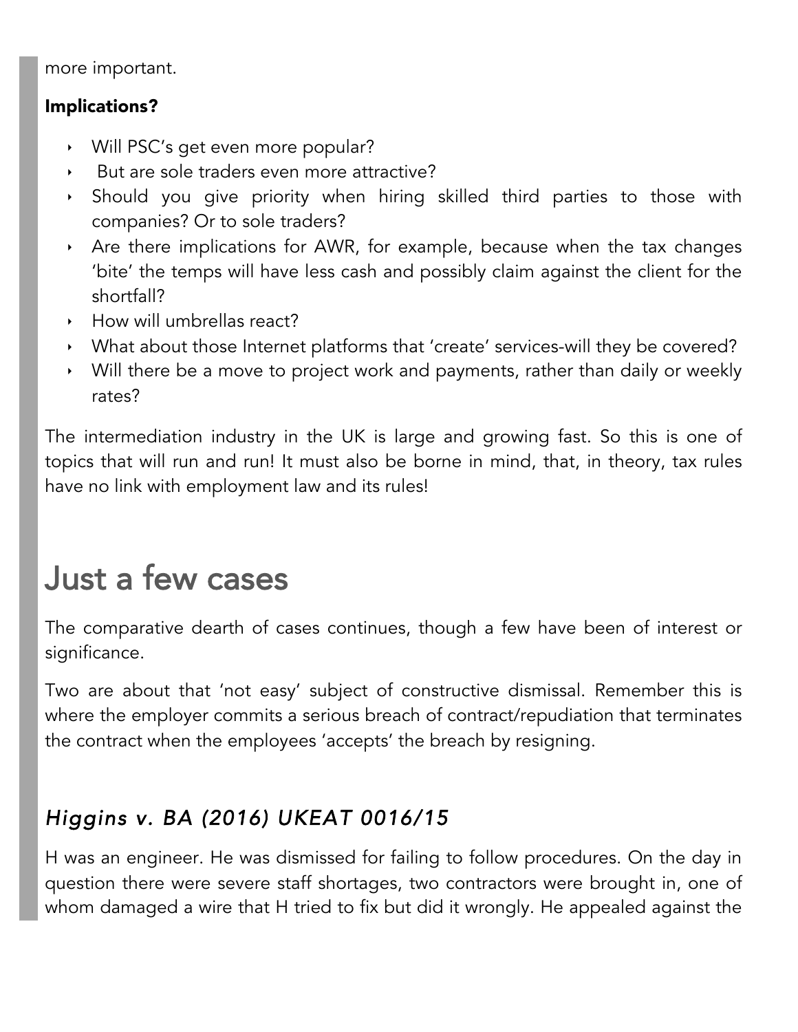more important.

**Implications?**

- Will PSC's get even more popular?
- But are sole traders even more attractive?
- Should you give priority when hiring skilled third parties to those with companies? Or to sole traders?
- Are there implications for AWR, for example, because when the tax changes 'bite' the temps will have less cash and possibly claim against the client for the shortfall?
- How will umbrellas react?
- What about those Internet platforms that 'create' services-will they be covered?
- Will there be a move to project work and payments, rather than daily or weekly rates?

The intermediation industry in the UK is large and growing fast. So this is one of topics that will run and run! It must also be borne in mind, that, in theory, tax rules have no link with employment law and its rules!

# Just a few cases

The comparative dearth of cases continues, though a few have been of interest or significance.

Two are about that 'not easy' subject of constructive dismissal. Remember this is where the employer commits a serious breach of contract/repudiation that terminates the contract when the employees 'accepts' the breach by resigning.

### *Higgins v. BA (2016) UKEAT 0016/15*

H was an engineer. He was dismissed for failing to follow procedures. On the day in question there were severe staff shortages, two contractors were brought in, one of whom damaged a wire that H tried to fix but did it wrongly. He appealed against the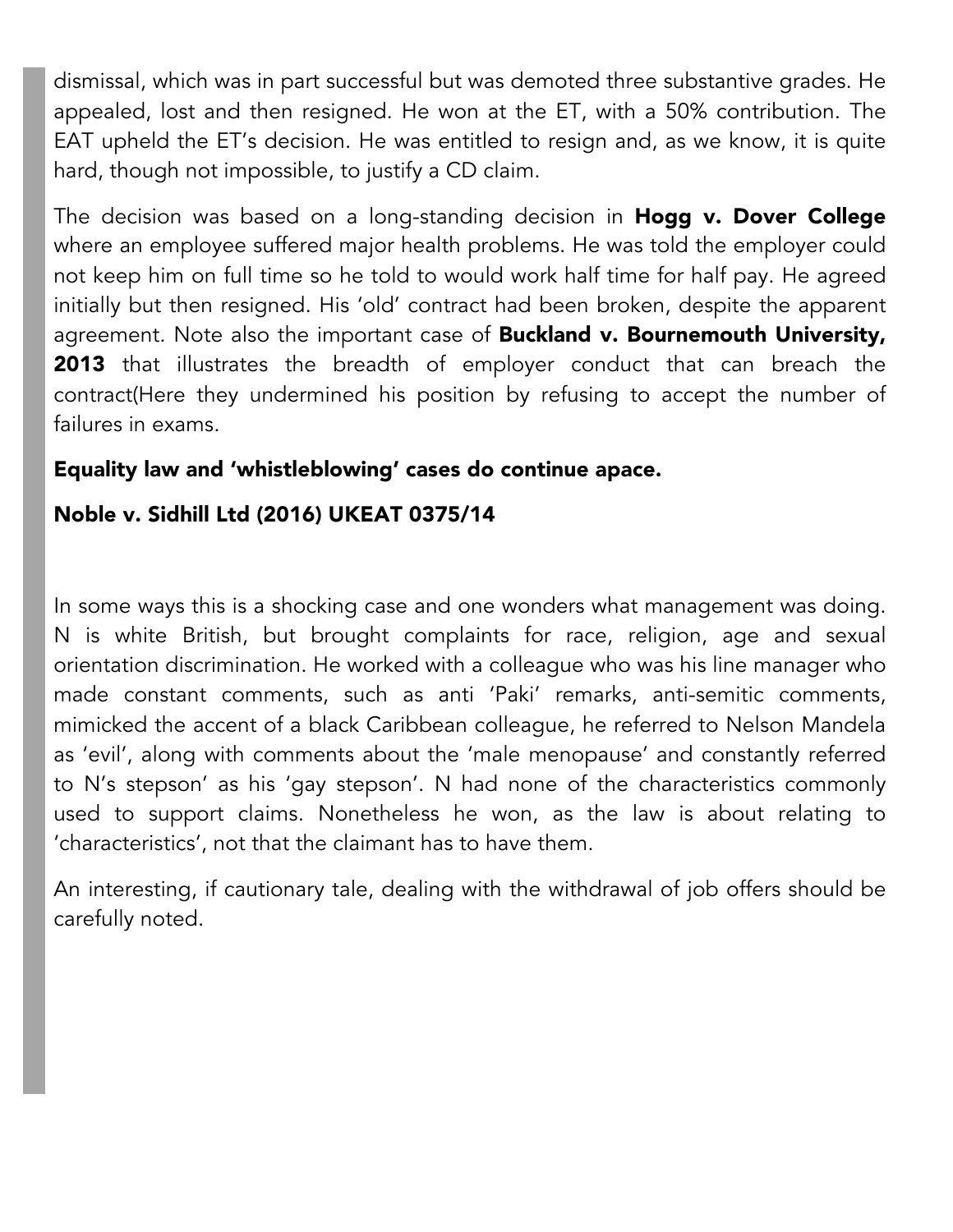dismissal, which was in part successful but was demoted three substantive grades. He appealed, lost and then resigned. He won at the ET, with a 50% contribution. The EAT upheld the ET's decision. He was entitled to resign and, as we know, it is quite hard, though not impossible, to justify a CD claim.

The decision was based on a long-standing decision in **Hogg v. Dover College** where an employee suffered major health problems. He was told the employer could not keep him on full time so he told to would work half time for half pay. He agreed initially but then resigned. His 'old' contract had been broken, despite the apparent agreement. Note also the important case of **Buckland v. Bournemouth University, 2013** that illustrates the breadth of employer conduct that can breach the contract(Here they undermined his position by refusing to accept the number of failures in exams.

**Equality law and 'whistleblowing' cases do continue apace.**

**Noble v. Sidhill Ltd (2016) UKEAT 0375/14**

In some ways this is a shocking case and one wonders what management was doing. N is white British, but brought complaints for race, religion, age and sexual orientation discrimination. He worked with a colleague who was his line manager who made constant comments, such as anti 'Paki' remarks, anti-semitic comments, mimicked the accent of a black Caribbean colleague, he referred to Nelson Mandela as 'evil', along with comments about the 'male menopause' and constantly referred to N's stepson' as his 'gay stepson'. N had none of the characteristics commonly used to support claims. Nonetheless he won, as the law is about relating to 'characteristics', not that the claimant has to have them.

An interesting, if cautionary tale, dealing with the withdrawal of job offers should be carefully noted.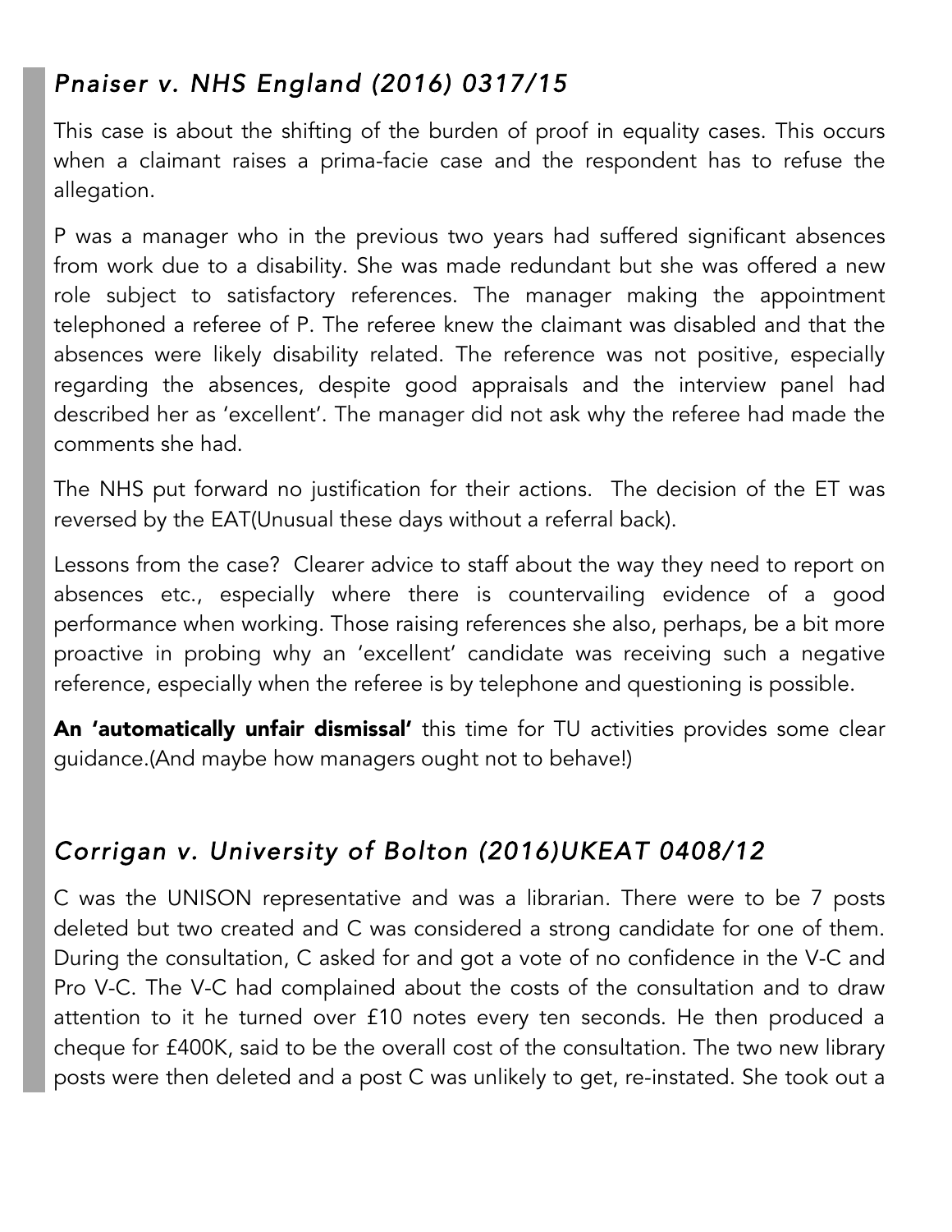## *Pnaiser v. NHS England (2016) 0317/15*

This case is about the shifting of the burden of proof in equality cases. This occurs when a claimant raises a prima-facie case and the respondent has to refuse the allegation.

P was a manager who in the previous two years had suffered significant absences from work due to a disability. She was made redundant but she was offered a new role subject to satisfactory references. The manager making the appointment telephoned a referee of P. The referee knew the claimant was disabled and that the absences were likely disability related. The reference was not positive, especially regarding the absences, despite good appraisals and the interview panel had described her as 'excellent'. The manager did not ask why the referee had made the comments she had.

The NHS put forward no justification for their actions. The decision of the ET was reversed by the EAT(Unusual these days without a referral back).

Lessons from the case? Clearer advice to staff about the way they need to report on absences etc., especially where there is countervailing evidence of a good performance when working. Those raising references she also, perhaps, be a bit more proactive in probing why an 'excellent' candidate was receiving such a negative reference, especially when the referee is by telephone and questioning is possible.

**An 'automatically unfair dismissal'** this time for TU activities provides some clear guidance.(And maybe how managers ought not to behave!)

## *Corrigan v. University of Bolton (2016)UKEAT 0408/12*

C was the UNISON representative and was a librarian. There were to be 7 posts deleted but two created and C was considered a strong candidate for one of them. During the consultation, C asked for and got a vote of no confidence in the V-C and Pro V-C. The V-C had complained about the costs of the consultation and to draw attention to it he turned over £10 notes every ten seconds. He then produced a cheque for £400K, said to be the overall cost of the consultation. The two new library posts were then deleted and a post C was unlikely to get, re-instated. She took out a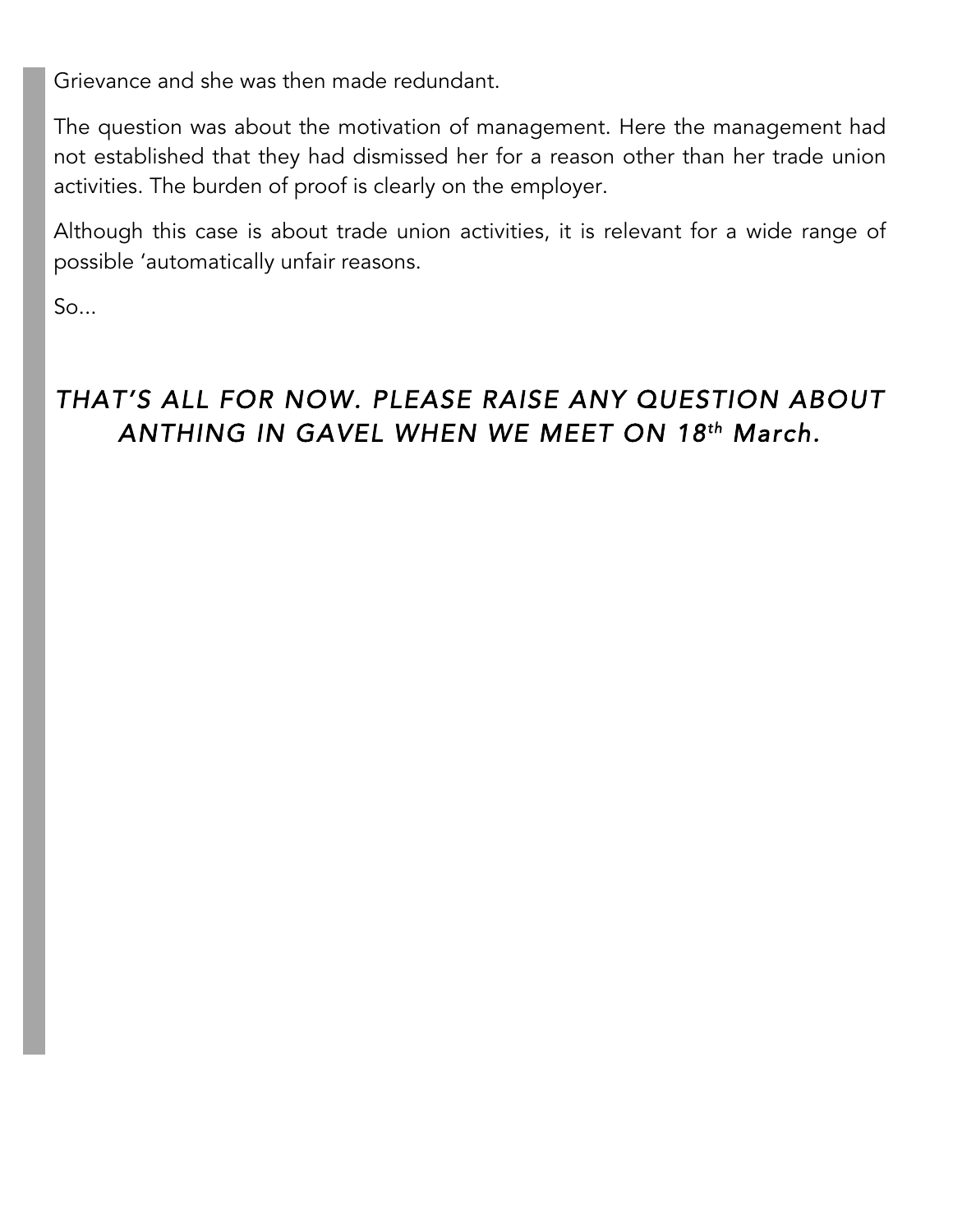Grievance and she was then made redundant.

The question was about the motivation of management. Here the management had not established that they had dismissed her for a reason other than her trade union activities. The burden of proof is clearly on the employer.

Although this case is about trade union activities, it is relevant for a wide range of possible 'automatically unfair reasons.

So...

## *THAT'S ALL FOR NOW. PLEASE RAISE ANY QUESTION ABOUT ANTHING IN GAVEL WHEN WE MEET ON 18th March.*